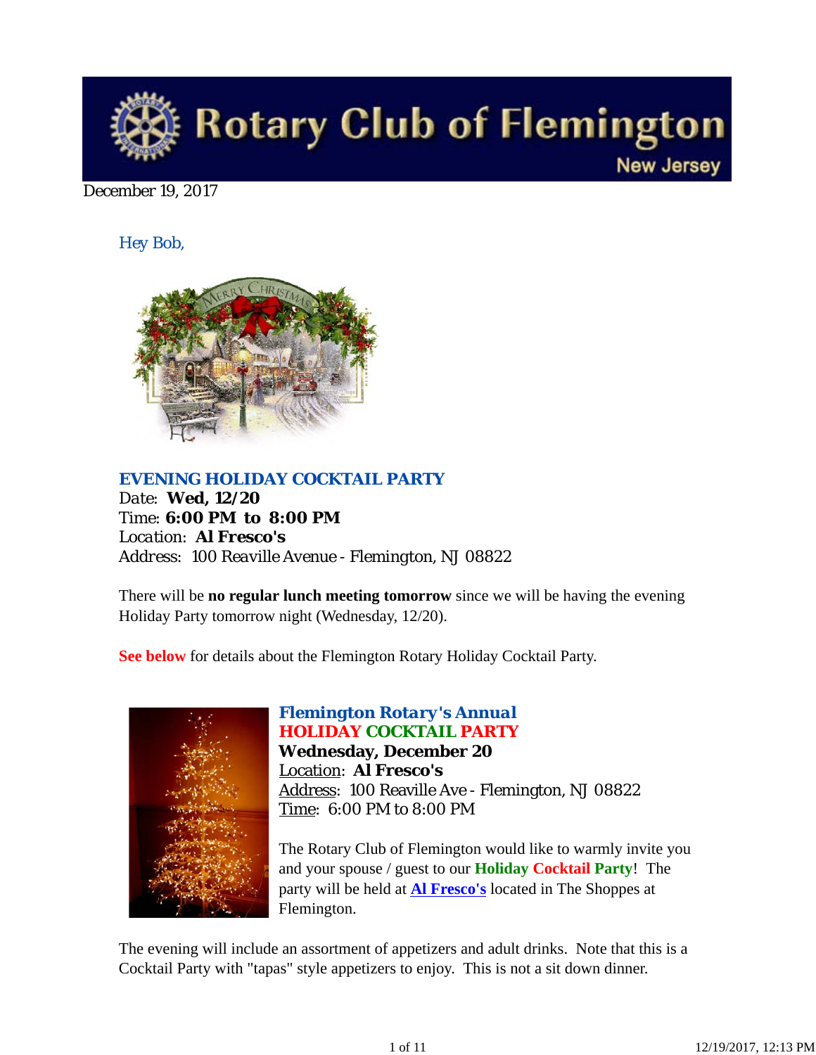# Rotary Club of Flemington

New Jersey

December 19, 2017

Hey Bob,

## EVENING HOLIDAY COCKTAIL PARTY

Date: **Wed, 12/20**
Time: **6:00 PM to 8:00 PM**
Location: **Al Fresco's**
Address: 100 Reaville Avenue - Flemington, NJ 08822

There will be **no regular lunch meeting tomorrow** since we will be having the evening Holiday Party tomorrow night (Wednesday, 12/20).

**See below** for details about the Flemington Rotary Holiday Cocktail Party.

### Flemington Rotary's Annual
### HOLIDAY COCKTAIL PARTY

**Wednesday, December 20**
Location: **Al Fresco's**
Address: 100 Reaville Ave - Flemington, NJ 08822
Time: 6:00 PM to 8:00 PM

The Rotary Club of Flemington would like to warmly invite you and your spouse / guest to our **Holiday Cocktail Party**! The party will be held at **Al Fresco's** located in The Shoppes at Flemington.

The evening will include an assortment of appetizers and adult drinks. Note that this is a Cocktail Party with "tapas" style appetizers to enjoy. This is not a sit down dinner.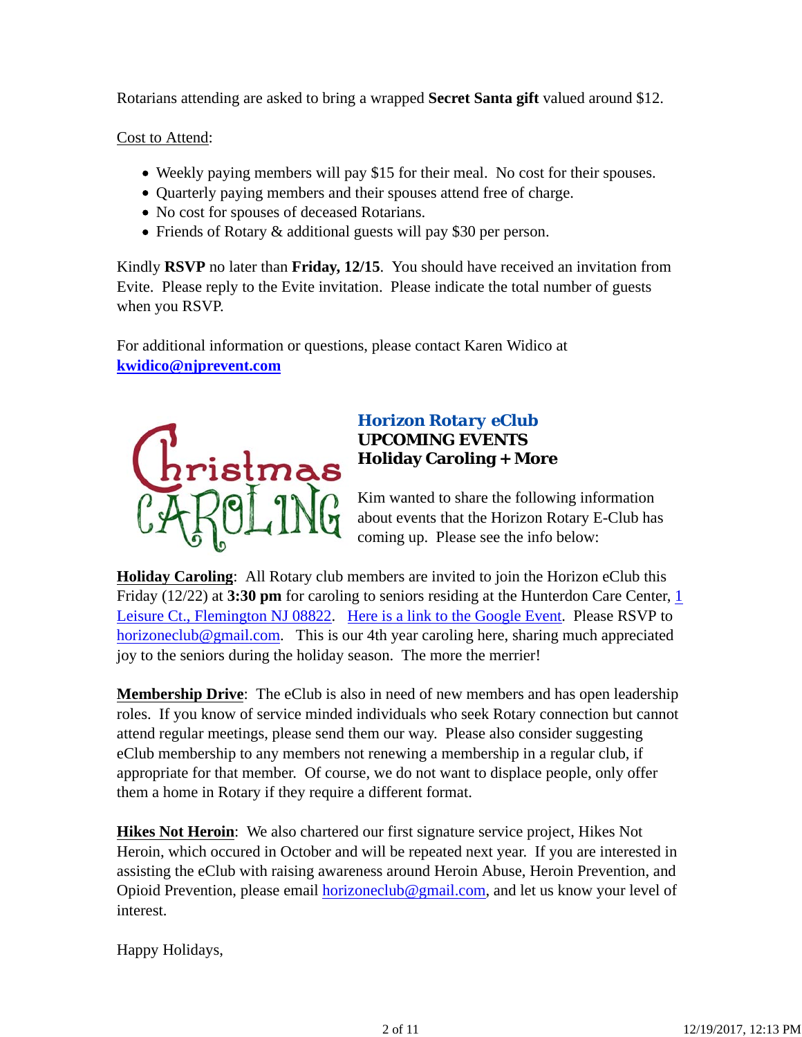Rotarians attending are asked to bring a wrapped **Secret Santa gift** valued around $12.

Cost to Attend:

- Weekly paying members will pay $15 for their meal.  No cost for their spouses.
- Quarterly paying members and their spouses attend free of charge.
- No cost for spouses of deceased Rotarians.
- Friends of Rotary & additional guests will pay $30 per person.

Kindly **RSVP** no later than **Friday, 12/15**.  You should have received an invitation from Evite.  Please reply to the Evite invitation.  Please indicate the total number of guests when you RSVP.

For additional information or questions, please contact Karen Widico at **kwidico@njprevent.com**

## *Horizon Rotary eClub*
### UPCOMING EVENTS
### Holiday Caroling + More

Kim wanted to share the following information about events that the Horizon Rotary E-Club has coming up.  Please see the info below:

**Holiday Caroling**:  All Rotary club members are invited to join the Horizon eClub this Friday (12/22) at **3:30 pm** for caroling to seniors residing at the Hunterdon Care Center, 1 Leisure Ct., Flemington NJ 08822.   Here is a link to the Google Event.  Please RSVP to horizoneclub@gmail.com.   This is our 4th year caroling here, sharing much appreciated joy to the seniors during the holiday season.  The more the merrier!

**Membership Drive**:  The eClub is also in need of new members and has open leadership roles.  If you know of service minded individuals who seek Rotary connection but cannot attend regular meetings, please send them our way.  Please also consider suggesting eClub membership to any members not renewing a membership in a regular club, if appropriate for that member.  Of course, we do not want to displace people, only offer them a home in Rotary if they require a different format.

**Hikes Not Heroin**:  We also chartered our first signature service project, Hikes Not Heroin, which occured in October and will be repeated next year.  If you are interested in assisting the eClub with raising awareness around Heroin Abuse, Heroin Prevention, and Opioid Prevention, please email horizoneclub@gmail.com, and let us know your level of interest.

Happy Holidays,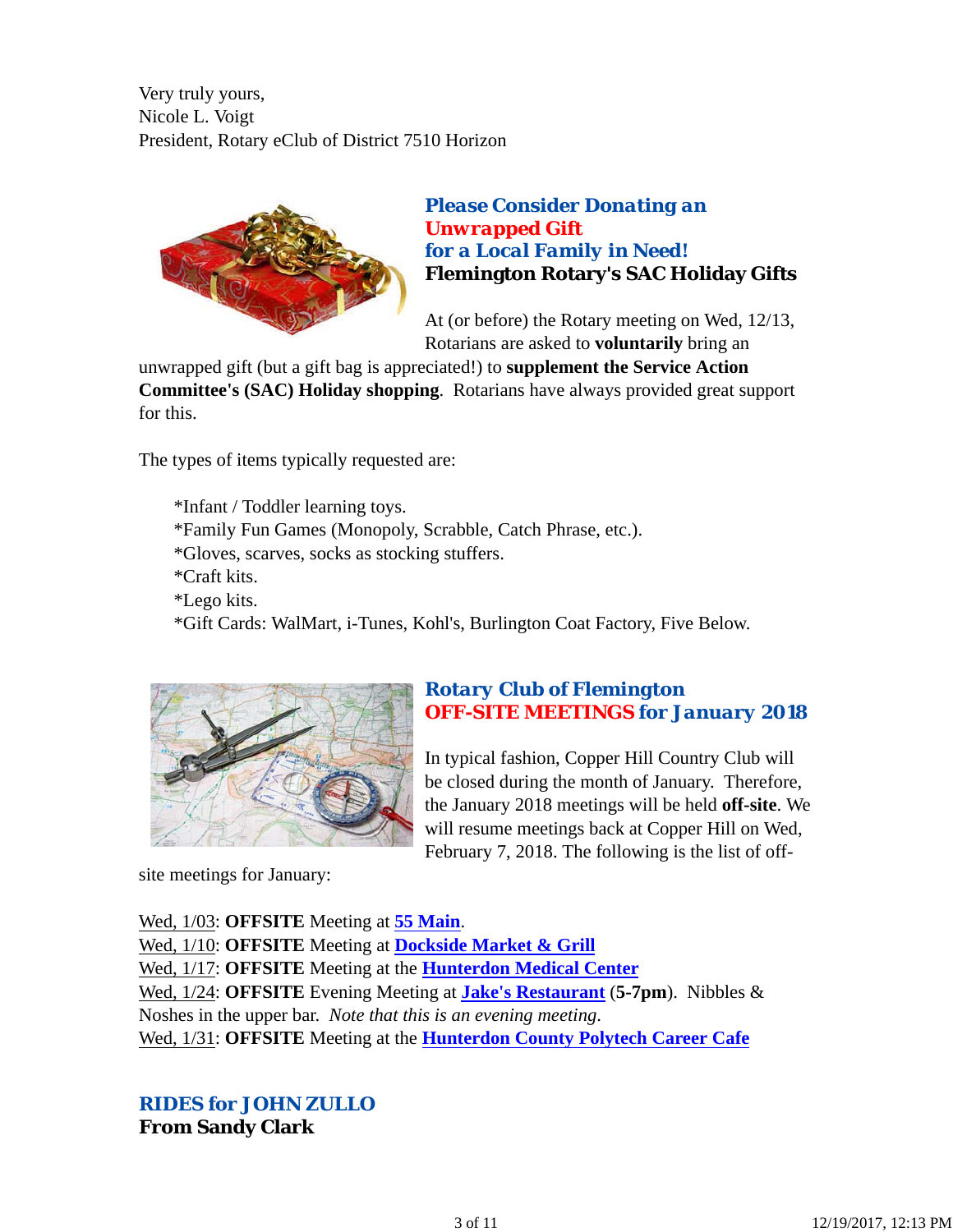Very truly yours,
Nicole L. Voigt
President, Rotary eClub of District 7510 Horizon

### *Please Consider Donating an Unwrapped Gift for a Local Family in Need!*
### Flemington Rotary's SAC Holiday Gifts

At (or before) the Rotary meeting on Wed, 12/13, Rotarians are asked to **voluntarily** bring an unwrapped gift (but a gift bag is appreciated!) to **supplement the Service Action Committee's (SAC) Holiday shopping**. Rotarians have always provided great support for this.

The types of items typically requested are:

*Infant / Toddler learning toys.
*Family Fun Games (Monopoly, Scrabble, Catch Phrase, etc.).
*Gloves, scarves, socks as stocking stuffers.
*Craft kits.
*Lego kits.
*Gift Cards: WalMart, i-Tunes, Kohl's, Burlington Coat Factory, Five Below.

### *Rotary Club of Flemington OFF-SITE MEETINGS for January 2018*

In typical fashion, Copper Hill Country Club will be closed during the month of January. Therefore, the January 2018 meetings will be held **off-site**. We will resume meetings back at Copper Hill on Wed, February 7, 2018. The following is the list of off-site meetings for January:

Wed, 1/03: **OFFSITE** Meeting at **55 Main**.
Wed, 1/10: **OFFSITE** Meeting at **Dockside Market & Grill**
Wed, 1/17: **OFFSITE** Meeting at the **Hunterdon Medical Center**
Wed, 1/24: **OFFSITE** Evening Meeting at **Jake's Restaurant** (**5-7pm**). Nibbles & Noshes in the upper bar. *Note that this is an evening meeting.*
Wed, 1/31: **OFFSITE** Meeting at the **Hunterdon County Polytech Career Cafe**

### *RIDES for JOHN ZULLO*
### From Sandy Clark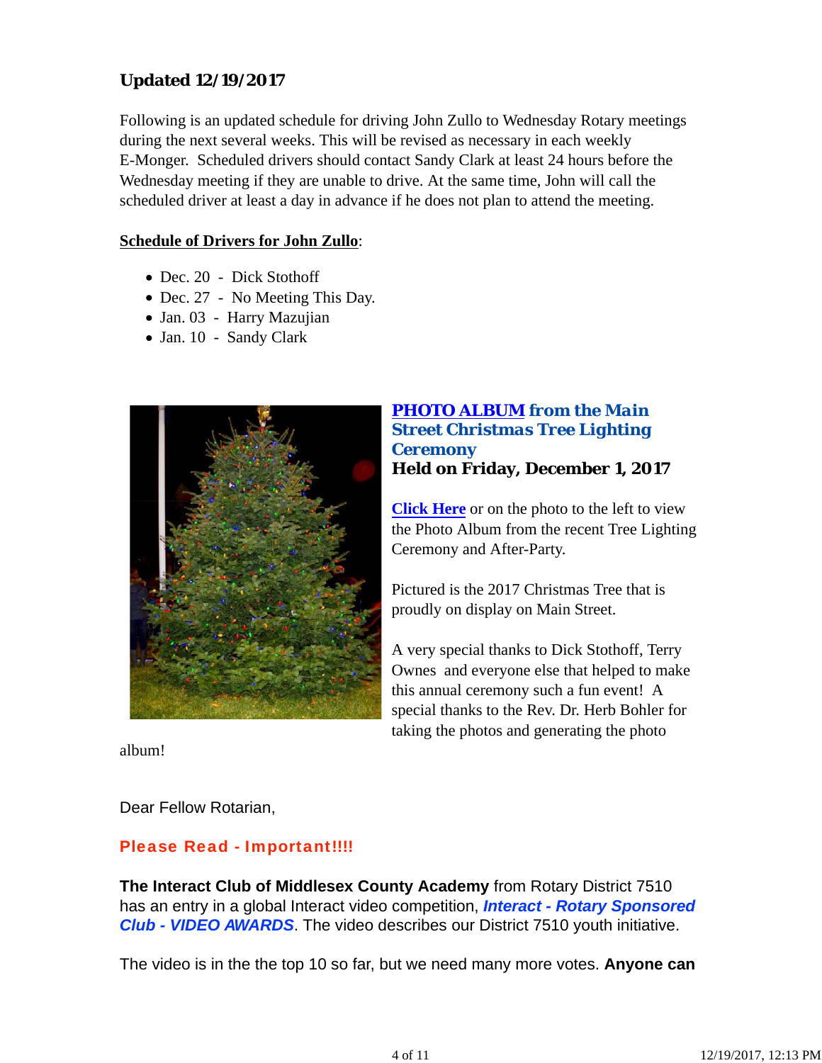### Updated 12/19/2017

Following is an updated schedule for driving John Zullo to Wednesday Rotary meetings during the next several weeks. This will be revised as necessary in each weekly E-Monger. Scheduled drivers should contact Sandy Clark at least 24 hours before the Wednesday meeting if they are unable to drive. At the same time, John will call the scheduled driver at least a day in advance if he does not plan to attend the meeting.

**Schedule of Drivers for John Zullo**:

- Dec. 20 - Dick Stothoff
- Dec. 27 - No Meeting This Day.
- Jan. 03 - Harry Mazujian
- Jan. 10 - Sandy Clark

### PHOTO ALBUM from the Main Street Christmas Tree Lighting Ceremony
### Held on Friday, December 1, 2017

Click Here or on the photo to the left to view the Photo Album from the recent Tree Lighting Ceremony and After-Party.

Pictured is the 2017 Christmas Tree that is proudly on display on Main Street.

A very special thanks to Dick Stothoff, Terry Ownes and everyone else that helped to make this annual ceremony such a fun event! A special thanks to the Rev. Dr. Herb Bohler for taking the photos and generating the photo album!

Dear Fellow Rotarian,

**Please Read - Important!!!!**

**The Interact Club of Middlesex County Academy** from Rotary District 7510 has an entry in a global Interact video competition, ***Interact - Rotary Sponsored Club - VIDEO AWARDS***. The video describes our District 7510 youth initiative.

The video is in the the top 10 so far, but we need many more votes. **Anyone can**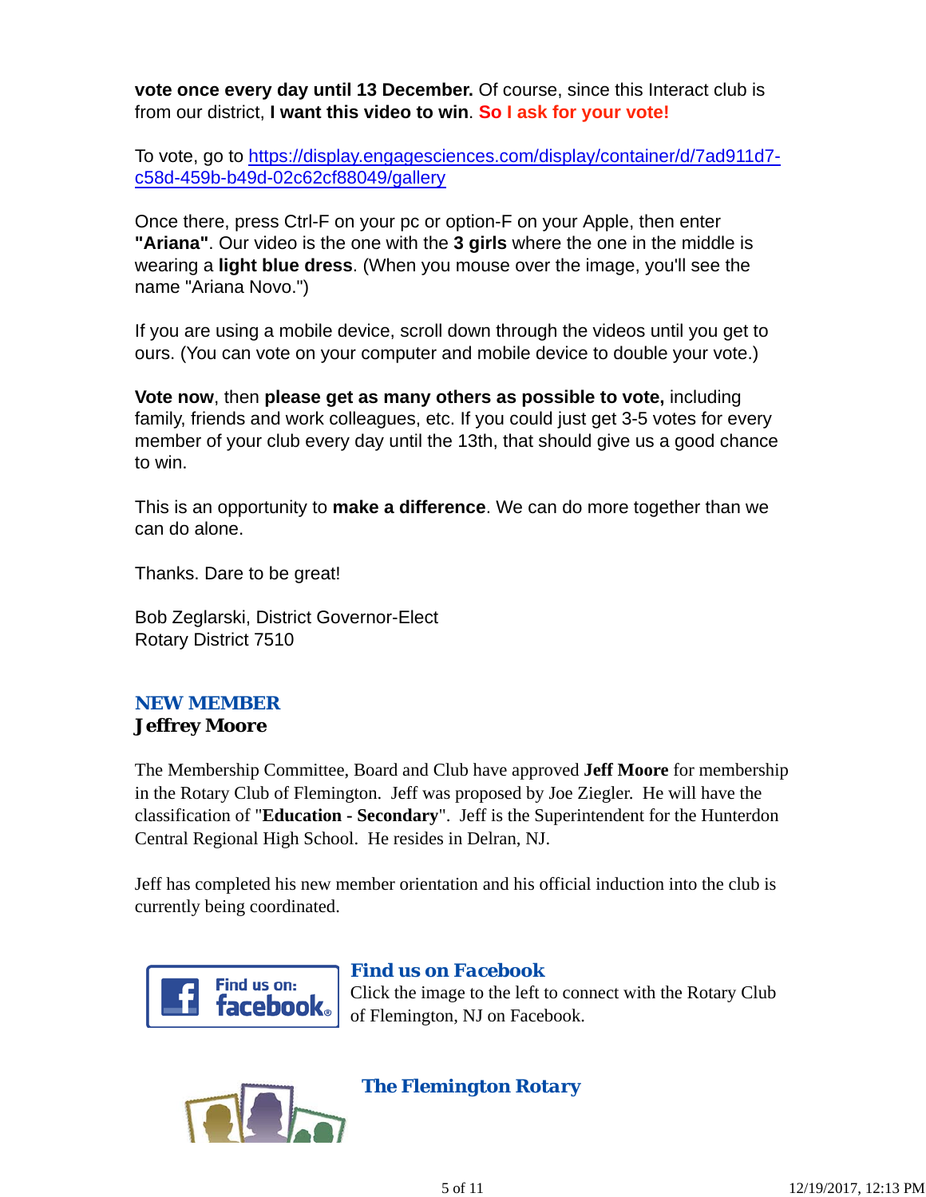**vote once every day until 13 December.** Of course, since this Interact club is from our district, **I want this video to win**. **So I ask for your vote!**

To vote, go to https://display.engagesciences.com/display/container/d/7ad911d7-c58d-459b-b49d-02c62cf88049/gallery

Once there, press Ctrl-F on your pc or option-F on your Apple, then enter **"Ariana"**. Our video is the one with the **3 girls** where the one in the middle is wearing a **light blue dress**. (When you mouse over the image, you'll see the name "Ariana Novo.")

If you are using a mobile device, scroll down through the videos until you get to ours. (You can vote on your computer and mobile device to double your vote.)

**Vote now**, then **please get as many others as possible to vote,** including family, friends and work colleagues, etc. If you could just get 3-5 votes for every member of your club every day until the 13th, that should give us a good chance to win.

This is an opportunity to **make a difference**. We can do more together than we can do alone.

Thanks. Dare to be great!

Bob Zeglarski, District Governor-Elect
Rotary District 7510

## NEW MEMBER

**Jeffrey Moore**

The Membership Committee, Board and Club have approved **Jeff Moore** for membership in the Rotary Club of Flemington. Jeff was proposed by Joe Ziegler. He will have the classification of "**Education - Secondary**". Jeff is the Superintendent for the Hunterdon Central Regional High School. He resides in Delran, NJ.

Jeff has completed his new member orientation and his official induction into the club is currently being coordinated.

### Find us on Facebook

Click the image to the left to connect with the Rotary Club of Flemington, NJ on Facebook.

### The Flemington Rotary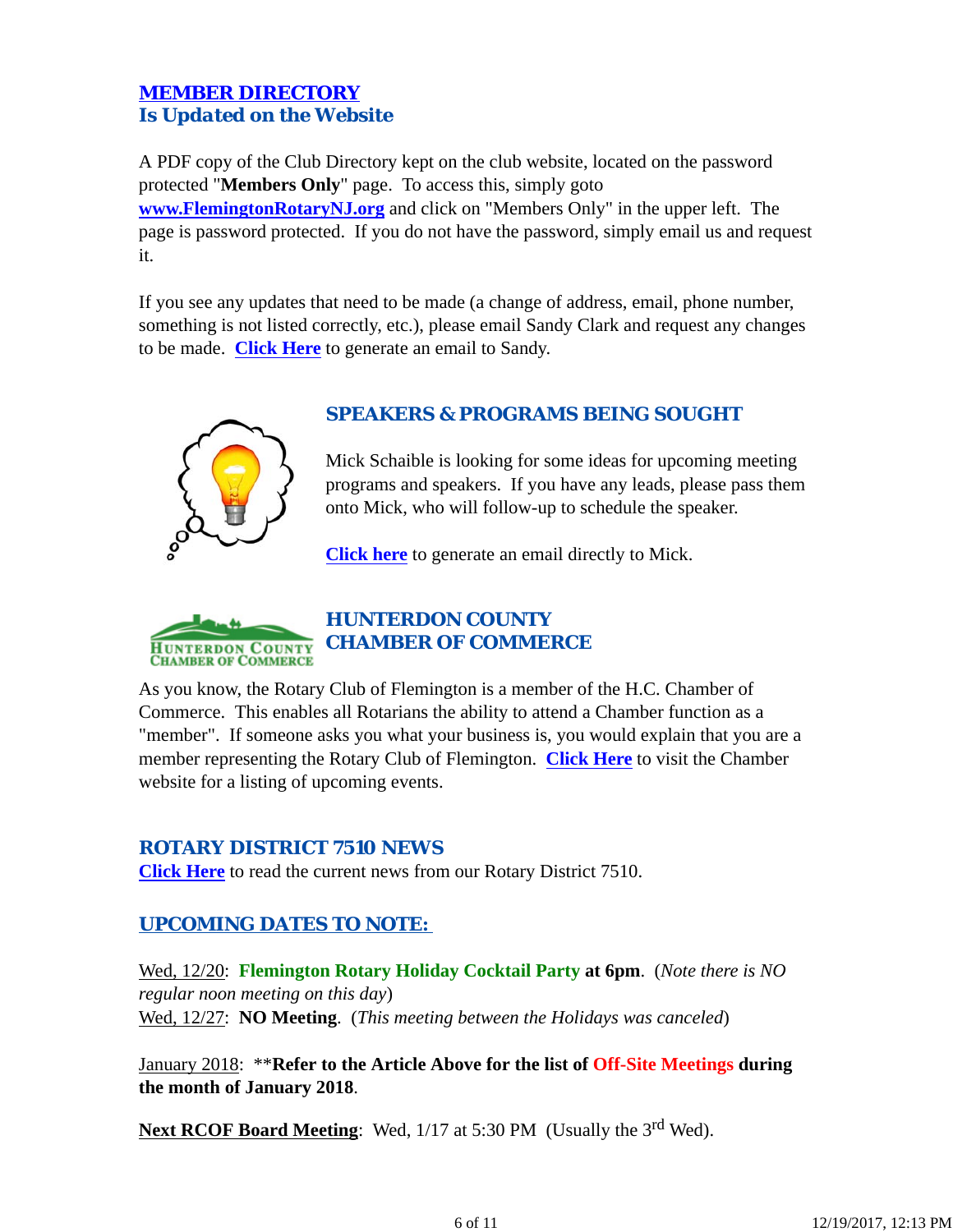## MEMBER DIRECTORY
## Is Updated on the Website

A PDF copy of the Club Directory kept on the club website, located on the password protected "**Members Only**" page. To access this, simply goto **www.FlemingtonRotaryNJ.org** and click on "Members Only" in the upper left. The page is password protected. If you do not have the password, simply email us and request it.

If you see any updates that need to be made (a change of address, email, phone number, something is not listed correctly, etc.), please email Sandy Clark and request any changes to be made. **Click Here** to generate an email to Sandy.

## SPEAKERS & PROGRAMS BEING SOUGHT

Mick Schaible is looking for some ideas for upcoming meeting programs and speakers. If you have any leads, please pass them onto Mick, who will follow-up to schedule the speaker.

**Click here** to generate an email directly to Mick.

## HUNTERDON COUNTY CHAMBER OF COMMERCE

As you know, the Rotary Club of Flemington is a member of the H.C. Chamber of Commerce. This enables all Rotarians the ability to attend a Chamber function as a "member". If someone asks you what your business is, you would explain that you are a member representing the Rotary Club of Flemington. **Click Here** to visit the Chamber website for a listing of upcoming events.

## ROTARY DISTRICT 7510 NEWS

**Click Here** to read the current news from our Rotary District 7510.

## UPCOMING DATES TO NOTE:

Wed, 12/20: **Flemington Rotary Holiday Cocktail Party at 6pm**. (*Note there is NO regular noon meeting on this day*)
Wed, 12/27: **NO Meeting**. (*This meeting between the Holidays was canceled*)

January 2018: ****Refer to the Article Above for the list of Off-Site Meetings during the month of January 2018**.

**Next RCOF Board Meeting**: Wed, 1/17 at 5:30 PM (Usually the 3rd Wed).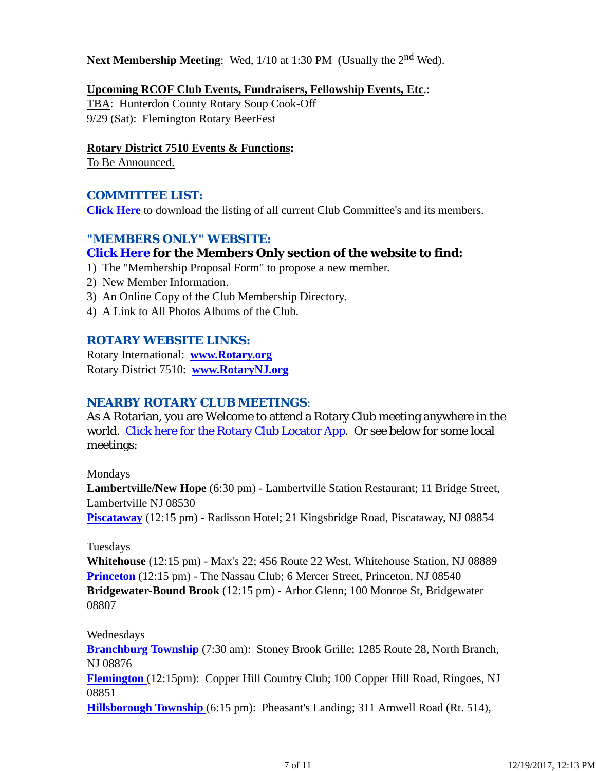**Next Membership Meeting**: Wed, 1/10 at 1:30 PM (Usually the 2nd Wed).

**Upcoming RCOF Club Events, Fundraisers, Fellowship Events, Etc.**:
TBA: Hunterdon County Rotary Soup Cook-Off
9/29 (Sat): Flemington Rotary BeerFest

**Rotary District 7510 Events & Functions:**
To Be Announced.

## COMMITTEE LIST:

**Click Here** to download the listing of all current Club Committee's and its members.

## "MEMBERS ONLY" WEBSITE:

**Click Here for the Members Only section of the website to find:**

1) The "Membership Proposal Form" to propose a new member.
2) New Member Information.
3) An Online Copy of the Club Membership Directory.
4) A Link to All Photos Albums of the Club.

## ROTARY WEBSITE LINKS:

Rotary International: **www.Rotary.org**
Rotary District 7510: **www.RotaryNJ.org**

## NEARBY ROTARY CLUB MEETINGS:

As A Rotarian, you are Welcome to attend a Rotary Club meeting anywhere in the world. Click here for the Rotary Club Locator App. Or see below for some local meetings:

Mondays
**Lambertville/New Hope** (6:30 pm) - Lambertville Station Restaurant; 11 Bridge Street, Lambertville NJ 08530
**Piscataway** (12:15 pm) - Radisson Hotel; 21 Kingsbridge Road, Piscataway, NJ 08854

Tuesdays
**Whitehouse** (12:15 pm) - Max's 22; 456 Route 22 West, Whitehouse Station, NJ 08889
**Princeton** (12:15 pm) - The Nassau Club; 6 Mercer Street, Princeton, NJ 08540
**Bridgewater-Bound Brook** (12:15 pm) - Arbor Glenn; 100 Monroe St, Bridgewater 08807

Wednesdays
**Branchburg Township** (7:30 am): Stoney Brook Grille; 1285 Route 28, North Branch, NJ 08876
**Flemington** (12:15pm): Copper Hill Country Club; 100 Copper Hill Road, Ringoes, NJ 08851
**Hillsborough Township** (6:15 pm): Pheasant's Landing; 311 Amwell Road (Rt. 514),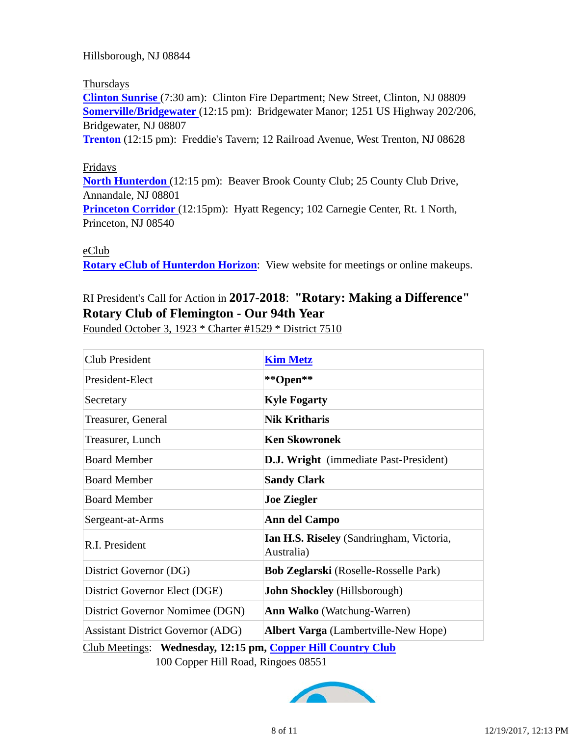Hillsborough, NJ 08844

Thursdays
**Clinton Sunrise** (7:30 am): Clinton Fire Department; New Street, Clinton, NJ 08809
**Somerville/Bridgewater** (12:15 pm): Bridgewater Manor; 1251 US Highway 202/206, Bridgewater, NJ 08807
**Trenton** (12:15 pm): Freddie's Tavern; 12 Railroad Avenue, West Trenton, NJ 08628

Fridays
**North Hunterdon** (12:15 pm): Beaver Brook County Club; 25 County Club Drive, Annandale, NJ 08801
**Princeton Corridor** (12:15pm): Hyatt Regency; 102 Carnegie Center, Rt. 1 North, Princeton, NJ 08540

eClub
**Rotary eClub of Hunterdon Horizon**: View website for meetings or online makeups.

RI President's Call for Action in **2017-2018**: **"Rotary: Making a Difference"**
**Rotary Club of Flemington - Our 94th Year**
Founded October 3, 1923 * Charter #1529 * District 7510

| | |
|---|---|
| Club President | **Kim Metz** |
| President-Elect | **\*\*Open\*\*** |
| Secretary | **Kyle Fogarty** |
| Treasurer, General | **Nik Kritharis** |
| Treasurer, Lunch | **Ken Skowronek** |
| Board Member | **D.J. Wright** (immediate Past-President) |
| Board Member | **Sandy Clark** |
| Board Member | **Joe Ziegler** |
| Sergeant-at-Arms | **Ann del Campo** |
| R.I. President | **Ian H.S. Riseley** (Sandringham, Victoria, Australia) |
| District Governor (DG) | **Bob Zeglarski** (Roselle-Rosselle Park) |
| District Governor Elect (DGE) | **John Shockley** (Hillsborough) |
| District Governor Nomimee (DGN) | **Ann Walko** (Watchung-Warren) |
| Assistant District Governor (ADG) | **Albert Varga** (Lambertville-New Hope) |

Club Meetings: **Wednesday, 12:15 pm, Copper Hill Country Club**
100 Copper Hill Road, Ringoes 08551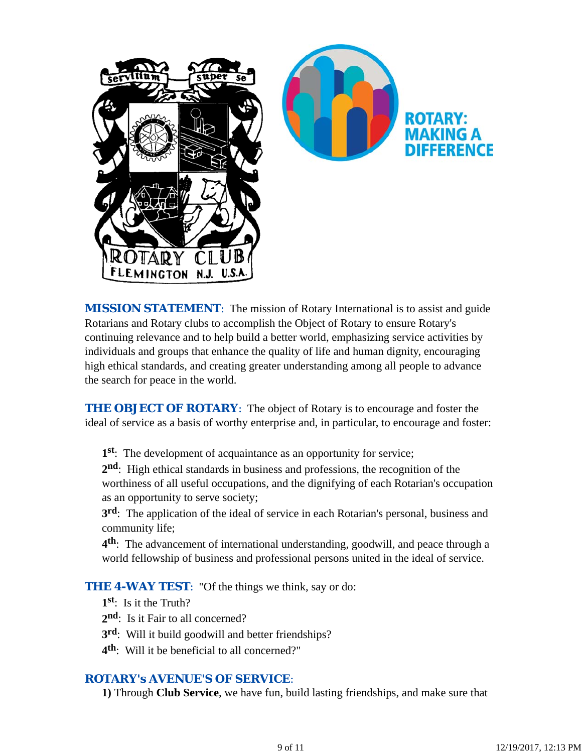**MISSION STATEMENT**: The mission of Rotary International is to assist and guide Rotarians and Rotary clubs to accomplish the Object of Rotary to ensure Rotary's continuing relevance and to help build a better world, emphasizing service activities by individuals and groups that enhance the quality of life and human dignity, encouraging high ethical standards, and creating greater understanding among all people to advance the search for peace in the world.

**THE OBJECT OF ROTARY**: The object of Rotary is to encourage and foster the ideal of service as a basis of worthy enterprise and, in particular, to encourage and foster:

1st: The development of acquaintance as an opportunity for service;

2nd: High ethical standards in business and professions, the recognition of the worthiness of all useful occupations, and the dignifying of each Rotarian's occupation as an opportunity to serve society;

3rd: The application of the ideal of service in each Rotarian's personal, business and community life;

4th: The advancement of international understanding, goodwill, and peace through a world fellowship of business and professional persons united in the ideal of service.

**THE 4-WAY TEST**: "Of the things we think, say or do:

1st: Is it the Truth?

2nd: Is it Fair to all concerned?

3rd: Will it build goodwill and better friendships?

4th: Will it be beneficial to all concerned?"

**ROTARY's AVENUE'S OF SERVICE**:

**1)** Through **Club Service**, we have fun, build lasting friendships, and make sure that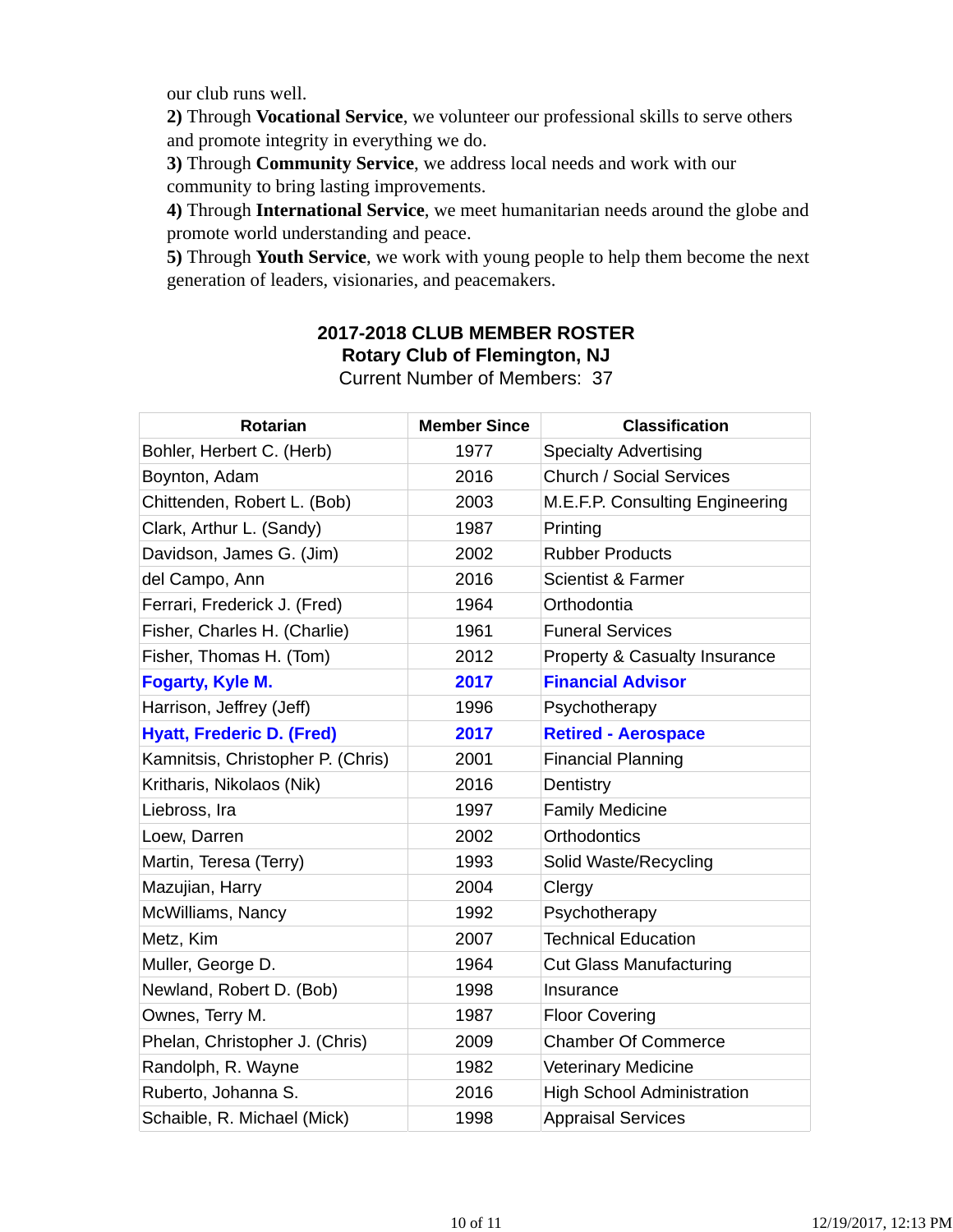our club runs well.

**2)** Through **Vocational Service**, we volunteer our professional skills to serve others and promote integrity in everything we do.

**3)** Through **Community Service**, we address local needs and work with our community to bring lasting improvements.

**4)** Through **International Service**, we meet humanitarian needs around the globe and promote world understanding and peace.

**5)** Through **Youth Service**, we work with young people to help them become the next generation of leaders, visionaries, and peacemakers.

## 2017-2018 CLUB MEMBER ROSTER
### Rotary Club of Flemington, NJ

Current Number of Members: 37

| Rotarian | Member Since | Classification |
|---|---|---|
| Bohler, Herbert C. (Herb) | 1977 | Specialty Advertising |
| Boynton, Adam | 2016 | Church / Social Services |
| Chittenden, Robert L. (Bob) | 2003 | M.E.F.P. Consulting Engineering |
| Clark, Arthur L. (Sandy) | 1987 | Printing |
| Davidson, James G. (Jim) | 2002 | Rubber Products |
| del Campo, Ann | 2016 | Scientist & Farmer |
| Ferrari, Frederick J. (Fred) | 1964 | Orthodontia |
| Fisher, Charles H. (Charlie) | 1961 | Funeral Services |
| Fisher, Thomas H. (Tom) | 2012 | Property & Casualty Insurance |
| **Fogarty, Kyle M.** | **2017** | **Financial Advisor** |
| Harrison, Jeffrey (Jeff) | 1996 | Psychotherapy |
| **Hyatt, Frederic D. (Fred)** | **2017** | **Retired - Aerospace** |
| Kamnitsis, Christopher P. (Chris) | 2001 | Financial Planning |
| Kritharis, Nikolaos (Nik) | 2016 | Dentistry |
| Liebross, Ira | 1997 | Family Medicine |
| Loew, Darren | 2002 | Orthodontics |
| Martin, Teresa (Terry) | 1993 | Solid Waste/Recycling |
| Mazujian, Harry | 2004 | Clergy |
| McWilliams, Nancy | 1992 | Psychotherapy |
| Metz, Kim | 2007 | Technical Education |
| Muller, George D. | 1964 | Cut Glass Manufacturing |
| Newland, Robert D. (Bob) | 1998 | Insurance |
| Ownes, Terry M. | 1987 | Floor Covering |
| Phelan, Christopher J. (Chris) | 2009 | Chamber Of Commerce |
| Randolph, R. Wayne | 1982 | Veterinary Medicine |
| Ruberto, Johanna S. | 2016 | High School Administration |
| Schaible, R. Michael (Mick) | 1998 | Appraisal Services |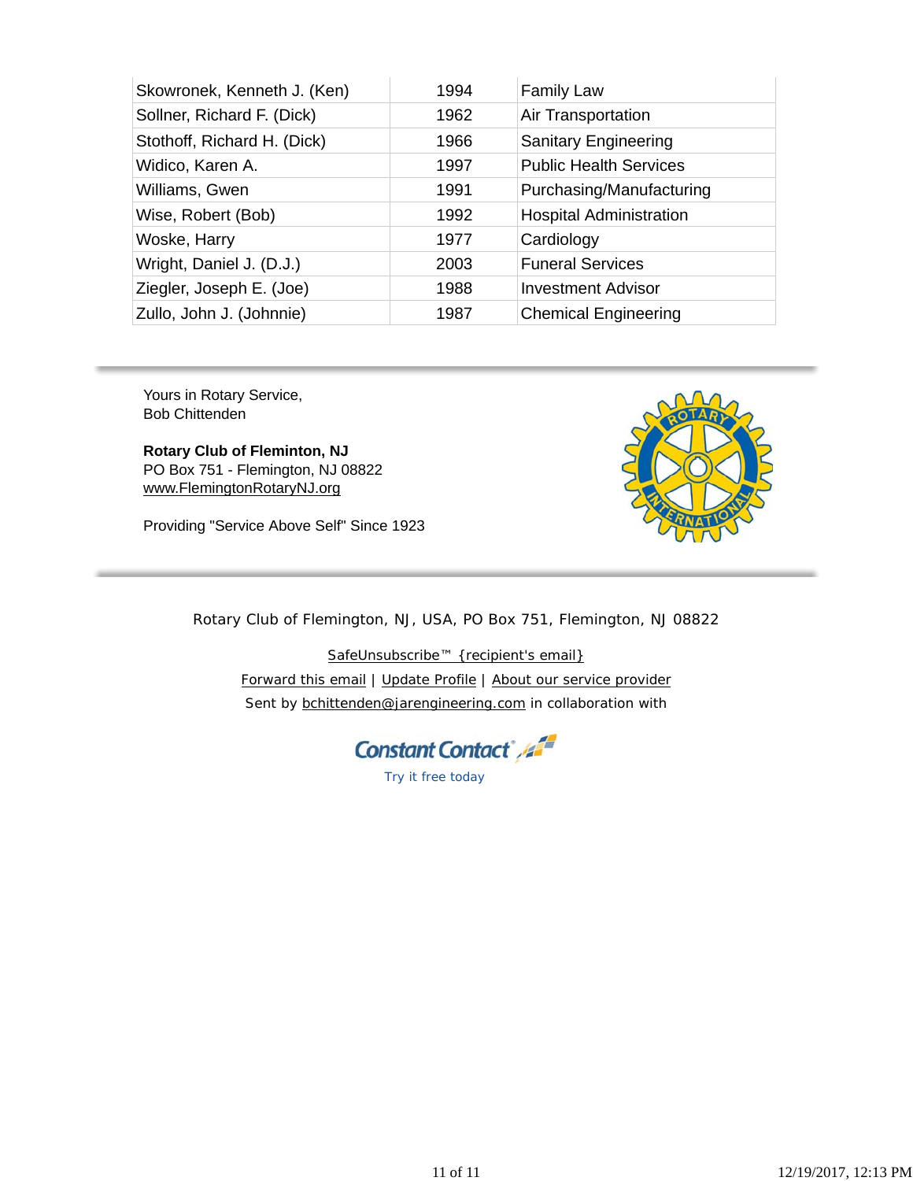| | | |
|---|---|---|
| Skowronek, Kenneth J. (Ken) | 1994 | Family Law |
| Sollner, Richard F. (Dick) | 1962 | Air Transportation |
| Stothoff, Richard H. (Dick) | 1966 | Sanitary Engineering |
| Widico, Karen A. | 1997 | Public Health Services |
| Williams, Gwen | 1991 | Purchasing/Manufacturing |
| Wise, Robert (Bob) | 1992 | Hospital Administration |
| Woske, Harry | 1977 | Cardiology |
| Wright, Daniel J. (D.J.) | 2003 | Funeral Services |
| Ziegler, Joseph E. (Joe) | 1988 | Investment Advisor |
| Zullo, John J. (Johnnie) | 1987 | Chemical Engineering |

Yours in Rotary Service,
Bob Chittenden

**Rotary Club of Fleminton, NJ**
PO Box 751 - Flemington, NJ 08822
www.FlemingtonRotaryNJ.org

Providing "Service Above Self" Since 1923

Rotary Club of Flemington, NJ, USA, PO Box 751, Flemington, NJ 08822

SafeUnsubscribe™ {recipient's email}

Forward this email | Update Profile | About our service provider

Sent by bchittenden@jarengineering.com in collaboration with

Constant Contact

Try it free today